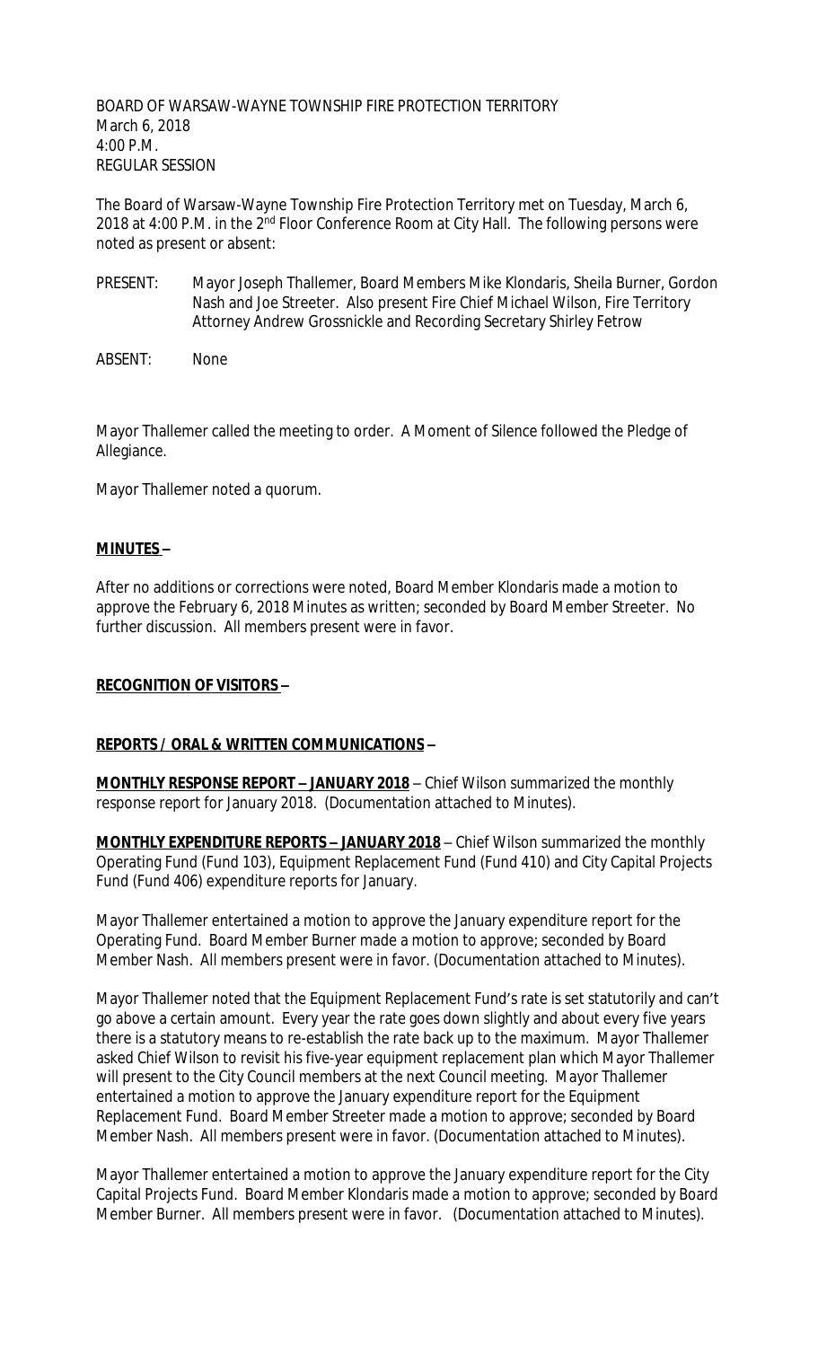BOARD OF WARSAW-WAYNE TOWNSHIP FIRE PROTECTION TERRITORY
March 6, 2018
4:00 P.M.
REGULAR SESSION

The Board of Warsaw-Wayne Township Fire Protection Territory met on Tuesday, March 6, 2018 at 4:00 P.M. in the 2nd Floor Conference Room at City Hall. The following persons were noted as present or absent:

PRESENT: Mayor Joseph Thallemer, Board Members Mike Klondaris, Sheila Burner, Gordon Nash and Joe Streeter. Also present Fire Chief Michael Wilson, Fire Territory Attorney Andrew Grossnickle and Recording Secretary Shirley Fetrow

ABSENT: None

Mayor Thallemer called the meeting to order. A Moment of Silence followed the Pledge of Allegiance.

Mayor Thallemer noted a quorum.

**MINUTES –**

After no additions or corrections were noted, Board Member Klondaris made a motion to approve the February 6, 2018 Minutes as written; seconded by Board Member Streeter. No further discussion. All members present were in favor.

**RECOGNITION OF VISITORS –**

**REPORTS / ORAL & WRITTEN COMMUNICATIONS –**

**MONTHLY RESPONSE REPORT – JANUARY 2018** – Chief Wilson summarized the monthly response report for January 2018. (Documentation attached to Minutes).

**MONTHLY EXPENDITURE REPORTS – JANUARY 2018** – Chief Wilson summarized the monthly Operating Fund (Fund 103), Equipment Replacement Fund (Fund 410) and City Capital Projects Fund (Fund 406) expenditure reports for January.

Mayor Thallemer entertained a motion to approve the January expenditure report for the Operating Fund. Board Member Burner made a motion to approve; seconded by Board Member Nash. All members present were in favor. (Documentation attached to Minutes).

Mayor Thallemer noted that the Equipment Replacement Fund's rate is set statutorily and can't go above a certain amount. Every year the rate goes down slightly and about every five years there is a statutory means to re-establish the rate back up to the maximum. Mayor Thallemer asked Chief Wilson to revisit his five-year equipment replacement plan which Mayor Thallemer will present to the City Council members at the next Council meeting. Mayor Thallemer entertained a motion to approve the January expenditure report for the Equipment Replacement Fund. Board Member Streeter made a motion to approve; seconded by Board Member Nash. All members present were in favor. (Documentation attached to Minutes).

Mayor Thallemer entertained a motion to approve the January expenditure report for the City Capital Projects Fund. Board Member Klondaris made a motion to approve; seconded by Board Member Burner. All members present were in favor. (Documentation attached to Minutes).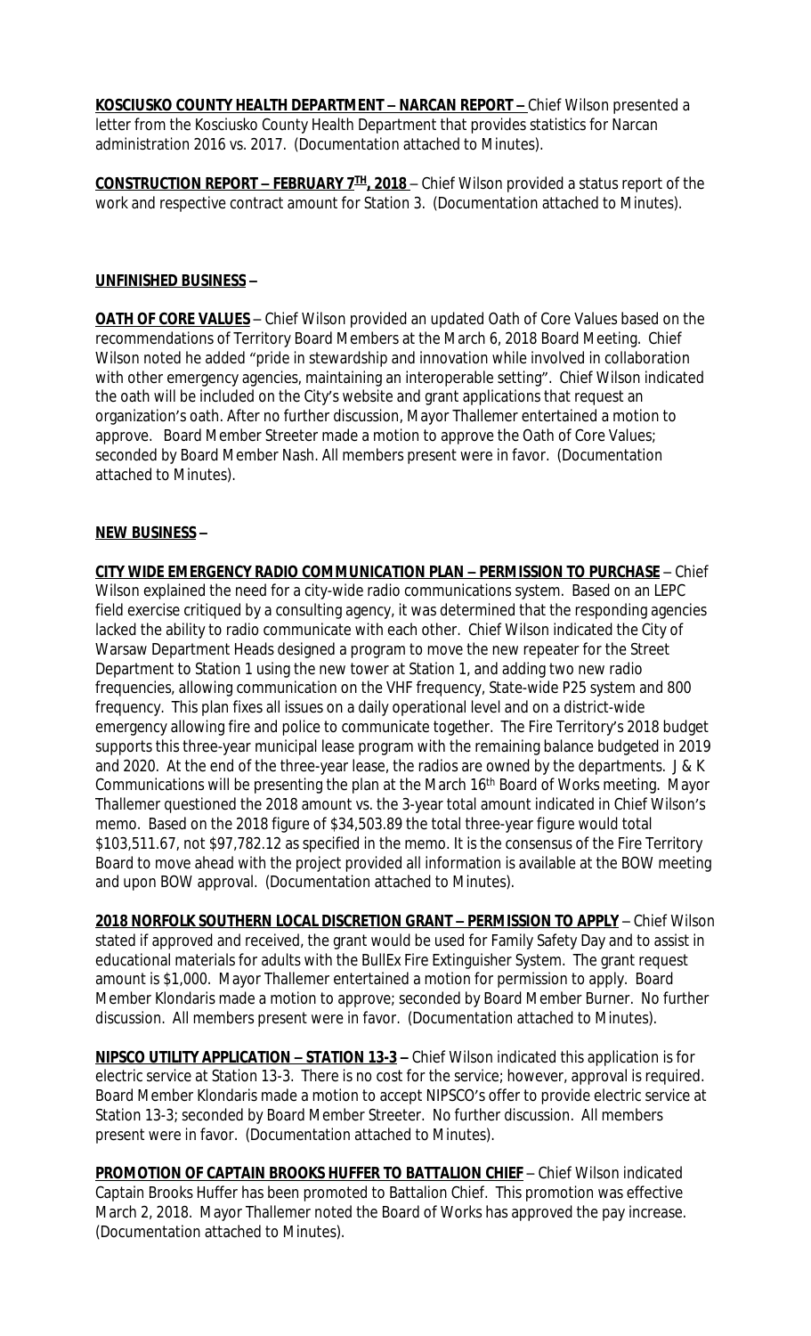**KOSCIUSKO COUNTY HEALTH DEPARTMENT – NARCAN REPORT –** Chief Wilson presented a letter from the Kosciusko County Health Department that provides statistics for Narcan administration 2016 vs. 2017. (Documentation attached to Minutes).

**CONSTRUCTION REPORT – FEBRUARY 7TH, 2018** – Chief Wilson provided a status report of the work and respective contract amount for Station 3. (Documentation attached to Minutes).

**UNFINISHED BUSINESS –**

**OATH OF CORE VALUES** – Chief Wilson provided an updated Oath of Core Values based on the recommendations of Territory Board Members at the March 6, 2018 Board Meeting. Chief Wilson noted he added "pride in stewardship and innovation while involved in collaboration with other emergency agencies, maintaining an interoperable setting". Chief Wilson indicated the oath will be included on the City's website and grant applications that request an organization's oath. After no further discussion, Mayor Thallemer entertained a motion to approve. Board Member Streeter made a motion to approve the Oath of Core Values; seconded by Board Member Nash. All members present were in favor. (Documentation attached to Minutes).

**NEW BUSINESS –**

**CITY WIDE EMERGENCY RADIO COMMUNICATION PLAN – PERMISSION TO PURCHASE** – Chief Wilson explained the need for a city-wide radio communications system. Based on an LEPC field exercise critiqued by a consulting agency, it was determined that the responding agencies lacked the ability to radio communicate with each other. Chief Wilson indicated the City of Warsaw Department Heads designed a program to move the new repeater for the Street Department to Station 1 using the new tower at Station 1, and adding two new radio frequencies, allowing communication on the VHF frequency, State-wide P25 system and 800 frequency. This plan fixes all issues on a daily operational level and on a district-wide emergency allowing fire and police to communicate together. The Fire Territory's 2018 budget supports this three-year municipal lease program with the remaining balance budgeted in 2019 and 2020. At the end of the three-year lease, the radios are owned by the departments. J & K Communications will be presenting the plan at the March 16th Board of Works meeting. Mayor Thallemer questioned the 2018 amount vs. the 3-year total amount indicated in Chief Wilson's memo. Based on the 2018 figure of $34,503.89 the total three-year figure would total $103,511.67, not $97,782.12 as specified in the memo. It is the consensus of the Fire Territory Board to move ahead with the project provided all information is available at the BOW meeting and upon BOW approval. (Documentation attached to Minutes).

**2018 NORFOLK SOUTHERN LOCAL DISCRETION GRANT – PERMISSION TO APPLY** – Chief Wilson stated if approved and received, the grant would be used for Family Safety Day and to assist in educational materials for adults with the BullEx Fire Extinguisher System. The grant request amount is $1,000. Mayor Thallemer entertained a motion for permission to apply. Board Member Klondaris made a motion to approve; seconded by Board Member Burner. No further discussion. All members present were in favor. (Documentation attached to Minutes).

**NIPSCO UTILITY APPLICATION – STATION 13-3 –** Chief Wilson indicated this application is for electric service at Station 13-3. There is no cost for the service; however, approval is required. Board Member Klondaris made a motion to accept NIPSCO's offer to provide electric service at Station 13-3; seconded by Board Member Streeter. No further discussion. All members present were in favor. (Documentation attached to Minutes).

**PROMOTION OF CAPTAIN BROOKS HUFFER TO BATTALION CHIEF** – Chief Wilson indicated Captain Brooks Huffer has been promoted to Battalion Chief. This promotion was effective March 2, 2018. Mayor Thallemer noted the Board of Works has approved the pay increase. (Documentation attached to Minutes).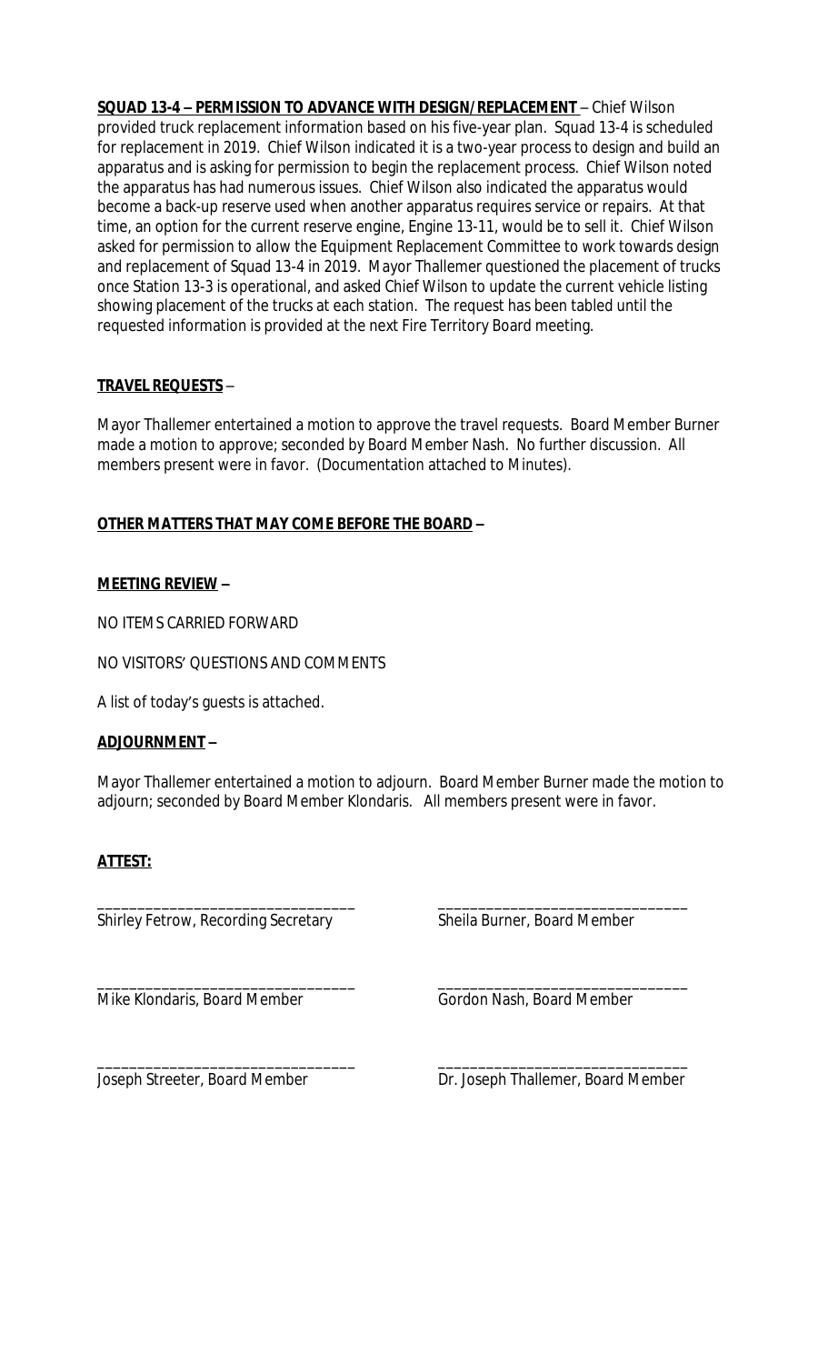**<u>SQUAD 13-4 – PERMISSION TO ADVANCE WITH DESIGN/REPLACEMENT</u>** – Chief Wilson provided truck replacement information based on his five-year plan. Squad 13-4 is scheduled for replacement in 2019. Chief Wilson indicated it is a two-year process to design and build an apparatus and is asking for permission to begin the replacement process. Chief Wilson noted the apparatus has had numerous issues. Chief Wilson also indicated the apparatus would become a back-up reserve used when another apparatus requires service or repairs. At that time, an option for the current reserve engine, Engine 13-11, would be to sell it. Chief Wilson asked for permission to allow the Equipment Replacement Committee to work towards design and replacement of Squad 13-4 in 2019. Mayor Thallemer questioned the placement of trucks once Station 13-3 is operational, and asked Chief Wilson to update the current vehicle listing showing placement of the trucks at each station. The request has been tabled until the requested information is provided at the next Fire Territory Board meeting.

**<u>TRAVEL REQUESTS</u>** –

Mayor Thallemer entertained a motion to approve the travel requests. Board Member Burner made a motion to approve; seconded by Board Member Nash. No further discussion. All members present were in favor. (Documentation attached to Minutes).

**<u>OTHER MATTERS THAT MAY COME BEFORE THE BOARD</u> –**

**<u>MEETING REVIEW</u> –**

NO ITEMS CARRIED FORWARD

NO VISITORS' QUESTIONS AND COMMENTS

A list of today's guests is attached.

**<u>ADJOURNMENT</u> –**

Mayor Thallemer entertained a motion to adjourn. Board Member Burner made the motion to adjourn; seconded by Board Member Klondaris. All members present were in favor.

**<u>ATTEST:</u>**

| | |
|---|---|
| _______________________________ | _______________________________ |
| Shirley Fetrow, Recording Secretary | Sheila Burner, Board Member |
| _______________________________ | _______________________________ |
| Mike Klondaris, Board Member | Gordon Nash, Board Member |
| _______________________________ | _______________________________ |
| Joseph Streeter, Board Member | Dr. Joseph Thallemer, Board Member |